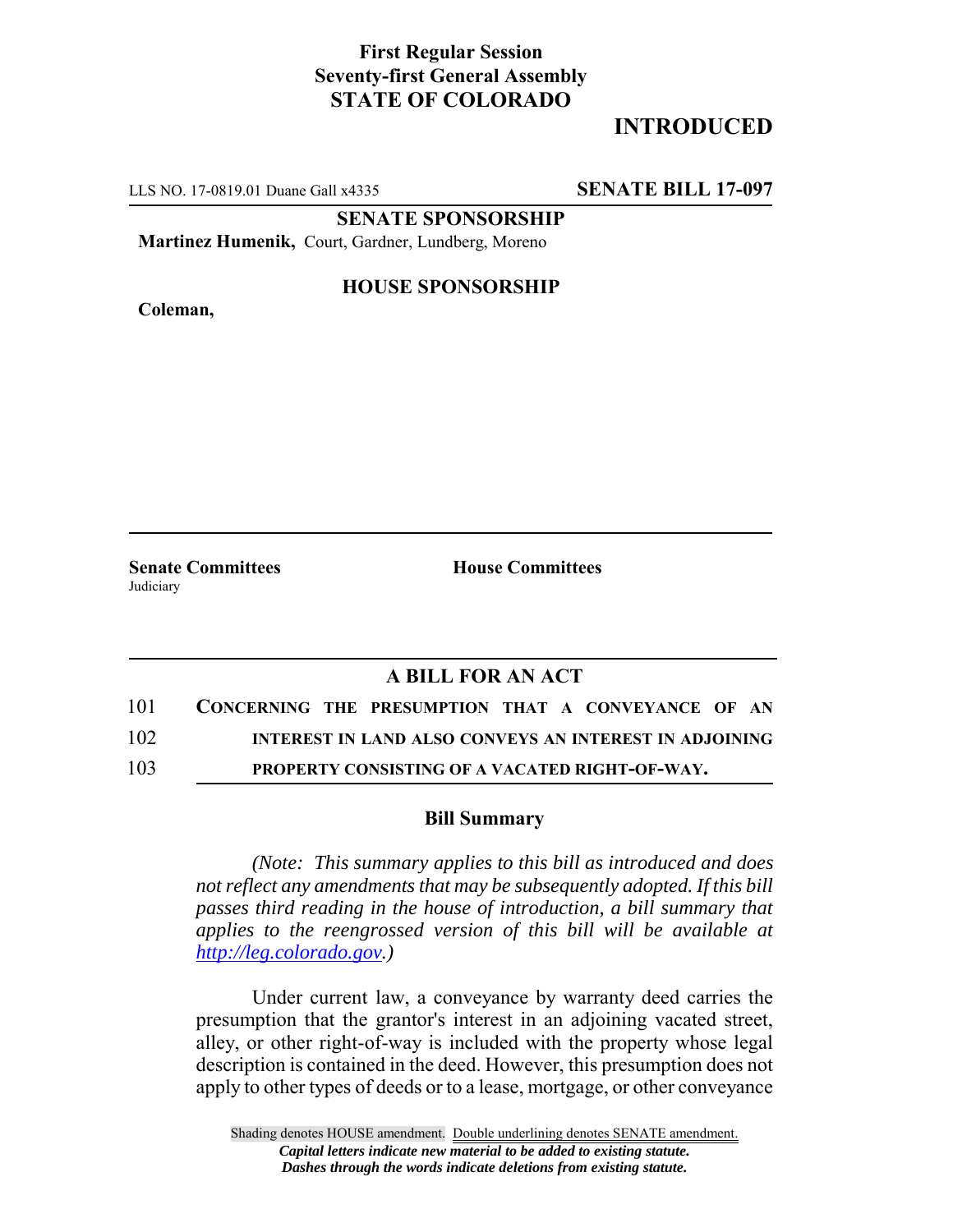**First Regular Session**
**Seventy-first General Assembly**
**STATE OF COLORADO**

# INTRODUCED

LLS NO. 17-0819.01 Duane Gall x4335 **SENATE BILL 17-097**

**SENATE SPONSORSHIP**

**Martinez Humenik,** Court, Gardner, Lundberg, Moreno

**HOUSE SPONSORSHIP**

**Coleman,**

**Senate Committees**
Judiciary

**House Committees**

## A BILL FOR AN ACT

101 **CONCERNING THE PRESUMPTION THAT A CONVEYANCE OF AN**
102 **INTEREST IN LAND ALSO CONVEYS AN INTEREST IN ADJOINING**
103 **PROPERTY CONSISTING OF A VACATED RIGHT-OF-WAY.**

### Bill Summary

*(Note: This summary applies to this bill as introduced and does not reflect any amendments that may be subsequently adopted. If this bill passes third reading in the house of introduction, a bill summary that applies to the reengrossed version of this bill will be available at http://leg.colorado.gov.)*

Under current law, a conveyance by warranty deed carries the presumption that the grantor's interest in an adjoining vacated street, alley, or other right-of-way is included with the property whose legal description is contained in the deed. However, this presumption does not apply to other types of deeds or to a lease, mortgage, or other conveyance

Shading denotes HOUSE amendment. Double underlining denotes SENATE amendment.
*Capital letters indicate new material to be added to existing statute.*
*Dashes through the words indicate deletions from existing statute.*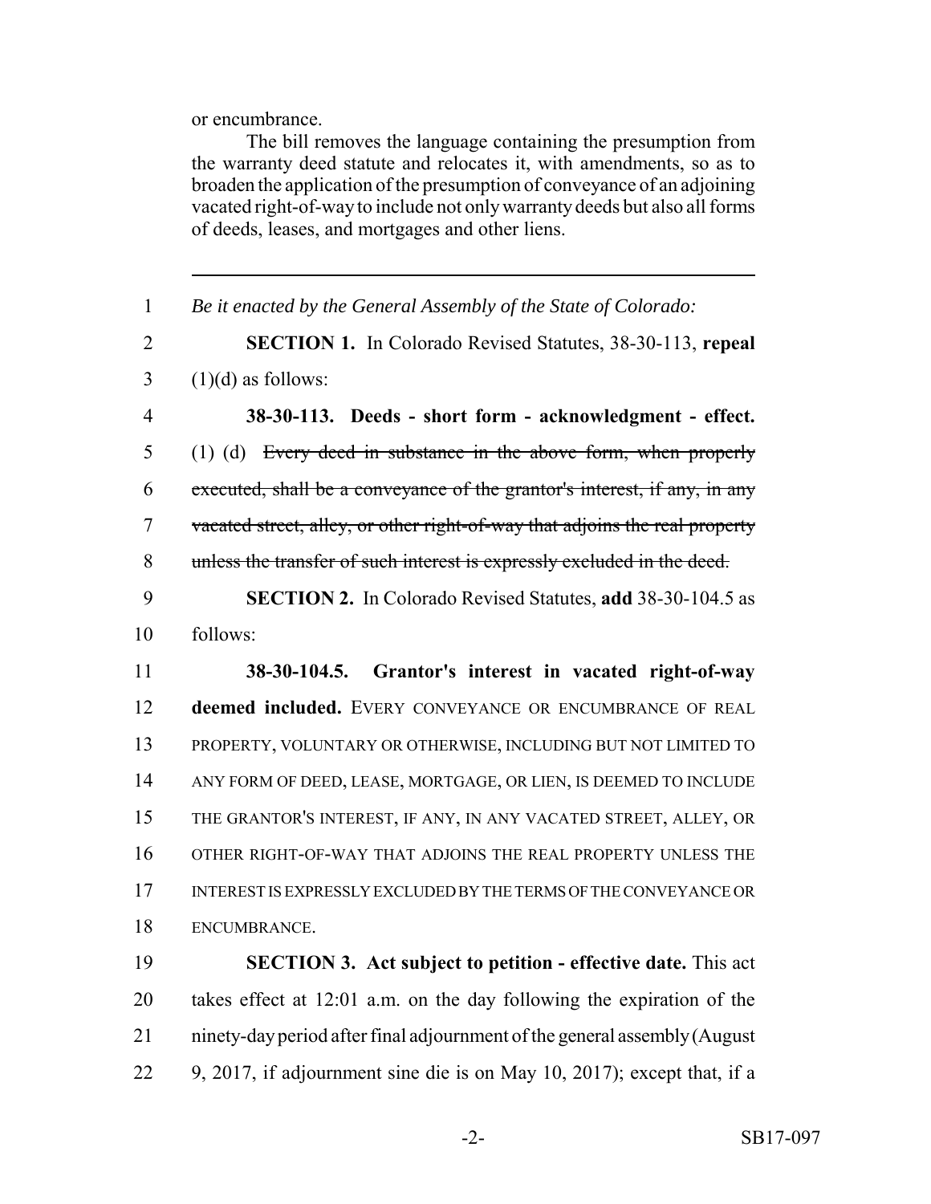or encumbrance.

The bill removes the language containing the presumption from the warranty deed statute and relocates it, with amendments, so as to broaden the application of the presumption of conveyance of an adjoining vacated right-of-way to include not only warranty deeds but also all forms of deeds, leases, and mortgages and other liens.

---

1 *Be it enacted by the General Assembly of the State of Colorado:*

2 **SECTION 1.** In Colorado Revised Statutes, 38-30-113, **repeal**
3 (1)(d) as follows:

4 **38-30-113. Deeds - short form - acknowledgment - effect.**
5 (1) (d) ~~Every deed in substance in the above form, when properly~~
6 ~~executed, shall be a conveyance of the grantor's interest, if any, in any~~
7 ~~vacated street, alley, or other right-of-way that adjoins the real property~~
8 ~~unless the transfer of such interest is expressly excluded in the deed.~~

9 **SECTION 2.** In Colorado Revised Statutes, **add** 38-30-104.5 as
10 follows:

11 **38-30-104.5. Grantor's interest in vacated right-of-way**
12 **deemed included.** EVERY CONVEYANCE OR ENCUMBRANCE OF REAL
13 PROPERTY, VOLUNTARY OR OTHERWISE, INCLUDING BUT NOT LIMITED TO
14 ANY FORM OF DEED, LEASE, MORTGAGE, OR LIEN, IS DEEMED TO INCLUDE
15 THE GRANTOR'S INTEREST, IF ANY, IN ANY VACATED STREET, ALLEY, OR
16 OTHER RIGHT-OF-WAY THAT ADJOINS THE REAL PROPERTY UNLESS THE
17 INTEREST IS EXPRESSLY EXCLUDED BY THE TERMS OF THE CONVEYANCE OR
18 ENCUMBRANCE.

19 **SECTION 3. Act subject to petition - effective date.** This act
20 takes effect at 12:01 a.m. on the day following the expiration of the
21 ninety-day period after final adjournment of the general assembly (August
22 9, 2017, if adjournment sine die is on May 10, 2017); except that, if a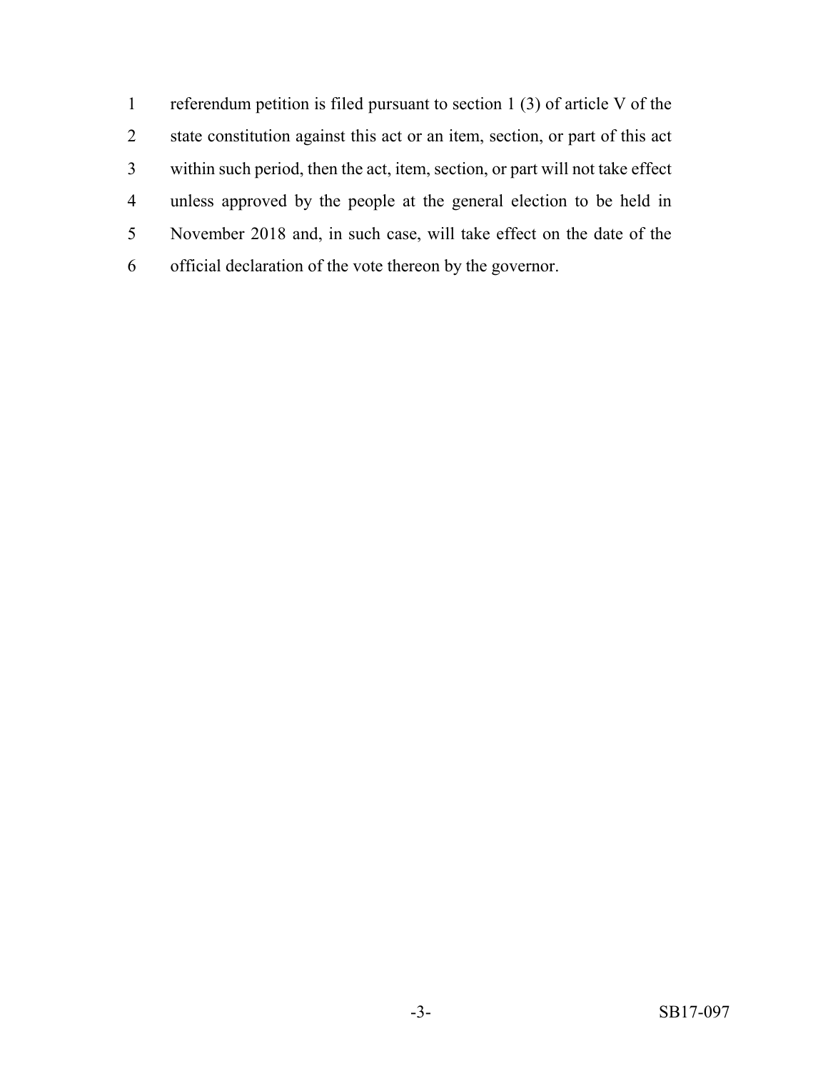referendum petition is filed pursuant to section 1 (3) of article V of the state constitution against this act or an item, section, or part of this act within such period, then the act, item, section, or part will not take effect unless approved by the people at the general election to be held in November 2018 and, in such case, will take effect on the date of the official declaration of the vote thereon by the governor.